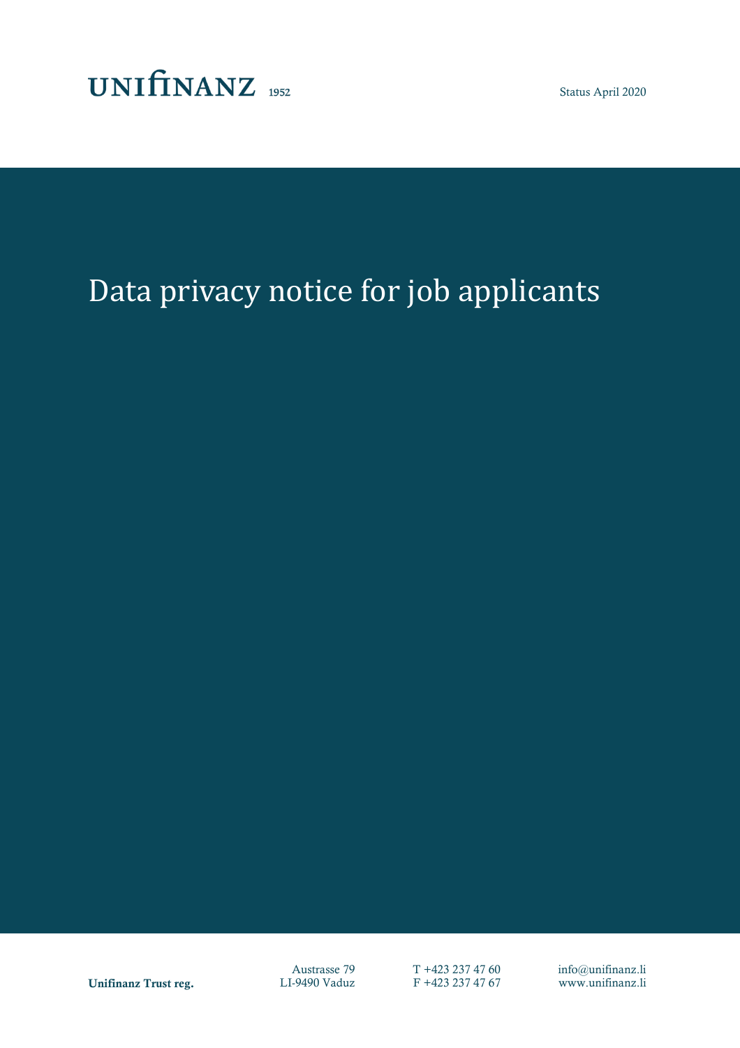UNIfINANZ 1952

Status April 2020

# Data privacy notice for job applicants

**Unifinanz Trust reg.**

Austrasse 79
LI-9490 Vaduz

T +423 237 47 60
F +423 237 47 67

info@unifinanz.li
www.unifinanz.li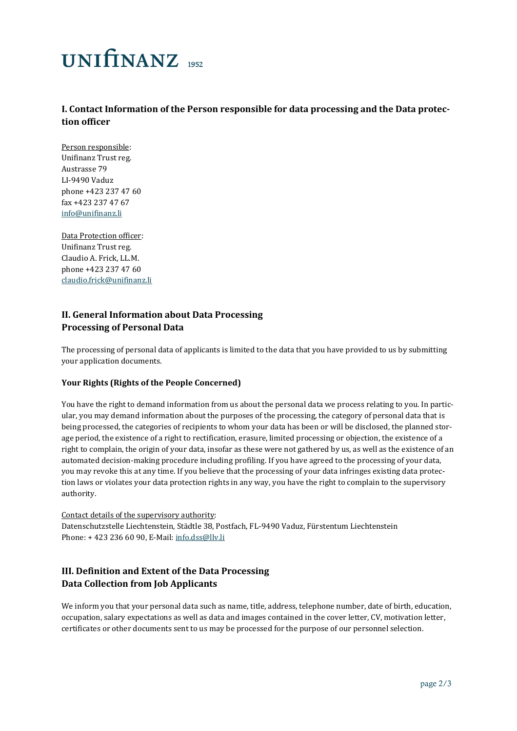UNIFINANZ 1952

## I. Contact Information of the Person responsible for data processing and the Data protection officer

Person responsible:
Unifinanz Trust reg.
Austrasse 79
LI-9490 Vaduz
phone +423 237 47 60
fax +423 237 47 67
info@unifinanz.li

Data Protection officer:
Unifinanz Trust reg.
Claudio A. Frick, LL.M.
phone +423 237 47 60
claudio.frick@unifinanz.li

## II. General Information about Data Processing
## Processing of Personal Data

The processing of personal data of applicants is limited to the data that you have provided to us by submitting your application documents.

### Your Rights (Rights of the People Concerned)

You have the right to demand information from us about the personal data we process relating to you. In particular, you may demand information about the purposes of the processing, the category of personal data that is being processed, the categories of recipients to whom your data has been or will be disclosed, the planned storage period, the existence of a right to rectification, erasure, limited processing or objection, the existence of a right to complain, the origin of your data, insofar as these were not gathered by us, as well as the existence of an automated decision-making procedure including profiling. If you have agreed to the processing of your data, you may revoke this at any time. If you believe that the processing of your data infringes existing data protection laws or violates your data protection rights in any way, you have the right to complain to the supervisory authority.

Contact details of the supervisory authority:
Datenschutzstelle Liechtenstein, Städtle 38, Postfach, FL-9490 Vaduz, Fürstentum Liechtenstein
Phone: + 423 236 60 90, E-Mail: info.dss@llv.li

## III. Definition and Extent of the Data Processing
## Data Collection from Job Applicants

We inform you that your personal data such as name, title, address, telephone number, date of birth, education, occupation, salary expectations as well as data and images contained in the cover letter, CV, motivation letter, certificates or other documents sent to us may be processed for the purpose of our personnel selection.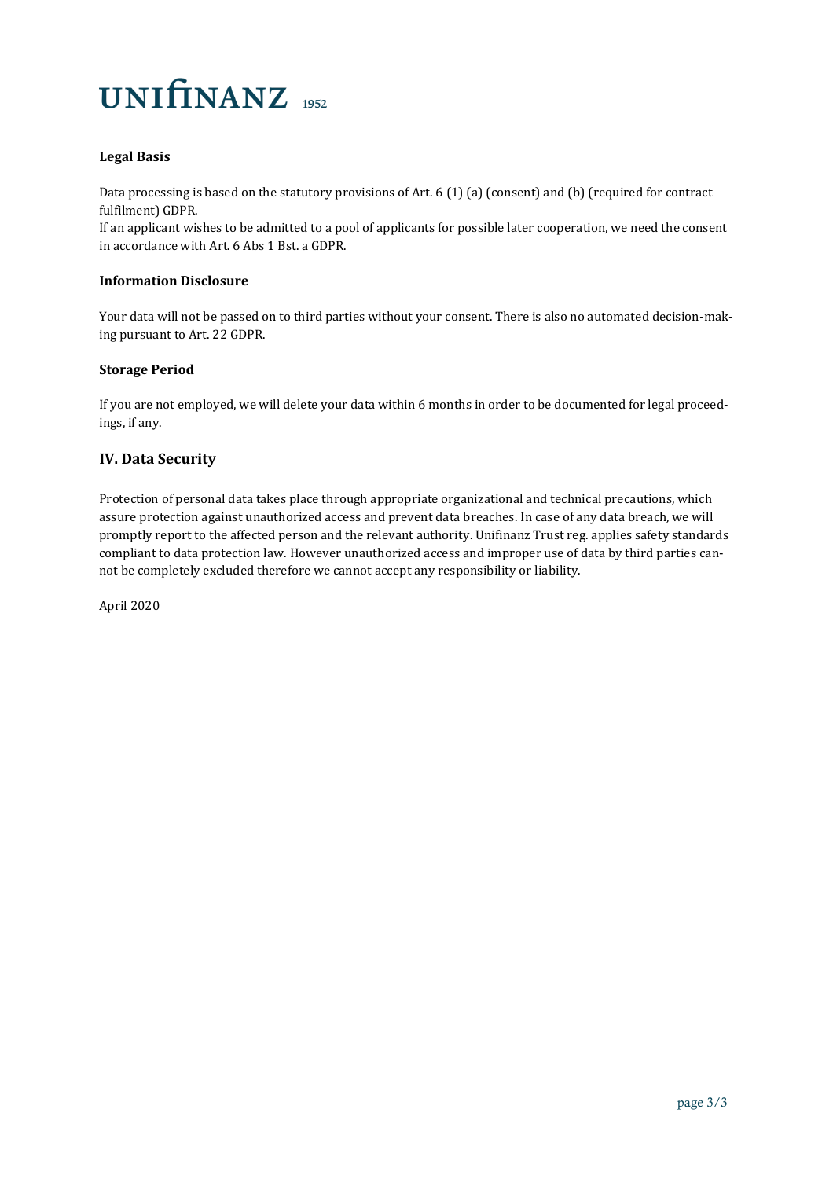### Legal Basis

Data processing is based on the statutory provisions of Art. 6 (1) (a) (consent) and (b) (required for contract fulfilment) GDPR.
If an applicant wishes to be admitted to a pool of applicants for possible later cooperation, we need the consent in accordance with Art. 6 Abs 1 Bst. a GDPR.

### Information Disclosure

Your data will not be passed on to third parties without your consent. There is also no automated decision-making pursuant to Art. 22 GDPR.

### Storage Period

If you are not employed, we will delete your data within 6 months in order to be documented for legal proceedings, if any.

## IV. Data Security

Protection of personal data takes place through appropriate organizational and technical precautions, which assure protection against unauthorized access and prevent data breaches. In case of any data breach, we will promptly report to the affected person and the relevant authority. Unifinanz Trust reg. applies safety standards compliant to data protection law. However unauthorized access and improper use of data by third parties cannot be completely excluded therefore we cannot accept any responsibility or liability.

April 2020